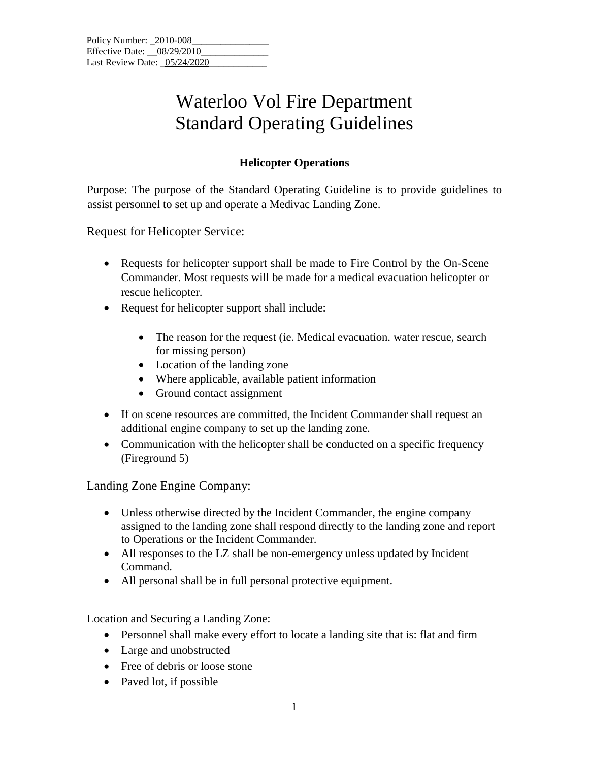Policy Number: _2010-008________________
Effective Date: __08/29/2010______________
Last Review Date: _05/24/2020____________

# Waterloo Vol Fire Department
# Standard Operating Guidelines

### Helicopter Operations

Purpose: The purpose of the Standard Operating Guideline is to provide guidelines to assist personnel to set up and operate a Medivac Landing Zone.

## Request for Helicopter Service:

- Requests for helicopter support shall be made to Fire Control by the On-Scene Commander. Most requests will be made for a medical evacuation helicopter or rescue helicopter.
- Request for helicopter support shall include:
    - The reason for the request (ie. Medical evacuation. water rescue, search for missing person)
    - Location of the landing zone
    - Where applicable, available patient information
    - Ground contact assignment
- If on scene resources are committed, the Incident Commander shall request an additional engine company to set up the landing zone.
- Communication with the helicopter shall be conducted on a specific frequency (Fireground 5)

## Landing Zone Engine Company:

- Unless otherwise directed by the Incident Commander, the engine company assigned to the landing zone shall respond directly to the landing zone and report to Operations or the Incident Commander.
- All responses to the LZ shall be non-emergency unless updated by Incident Command.
- All personal shall be in full personal protective equipment.

Location and Securing a Landing Zone:

- Personnel shall make every effort to locate a landing site that is: flat and firm
- Large and unobstructed
- Free of debris or loose stone
- Paved lot, if possible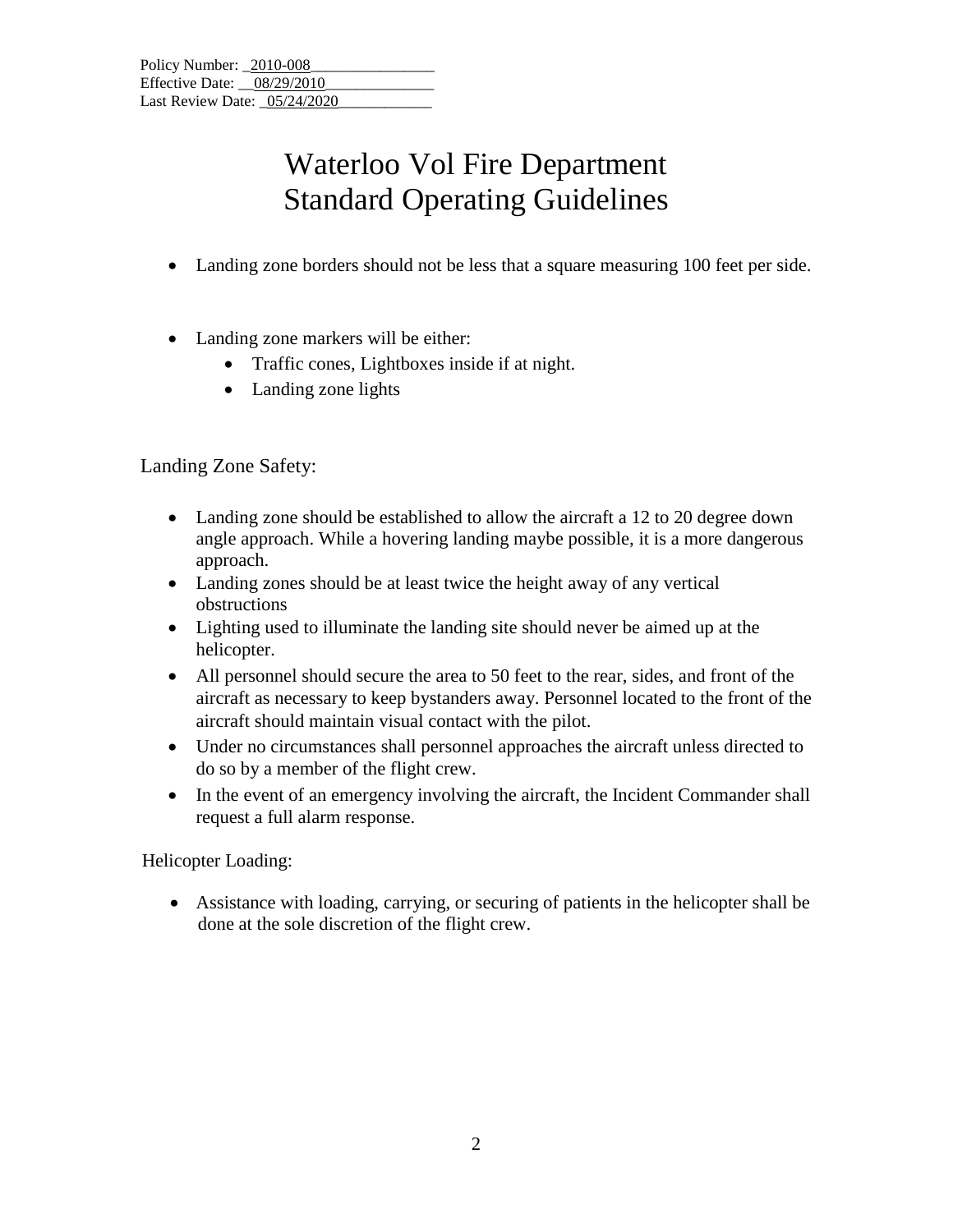Policy Number: 2010-008
Effective Date: 08/29/2010
Last Review Date: 05/24/2020

# Waterloo Vol Fire Department
# Standard Operating Guidelines

- Landing zone borders should not be less that a square measuring 100 feet per side.

- Landing zone markers will be either:
  - Traffic cones, Lightboxes inside if at night.
  - Landing zone lights

## Landing Zone Safety:

- Landing zone should be established to allow the aircraft a 12 to 20 degree down angle approach. While a hovering landing maybe possible, it is a more dangerous approach.
- Landing zones should be at least twice the height away of any vertical obstructions
- Lighting used to illuminate the landing site should never be aimed up at the helicopter.
- All personnel should secure the area to 50 feet to the rear, sides, and front of the aircraft as necessary to keep bystanders away. Personnel located to the front of the aircraft should maintain visual contact with the pilot.
- Under no circumstances shall personnel approaches the aircraft unless directed to do so by a member of the flight crew.
- In the event of an emergency involving the aircraft, the Incident Commander shall request a full alarm response.

## Helicopter Loading:

- Assistance with loading, carrying, or securing of patients in the helicopter shall be done at the sole discretion of the flight crew.